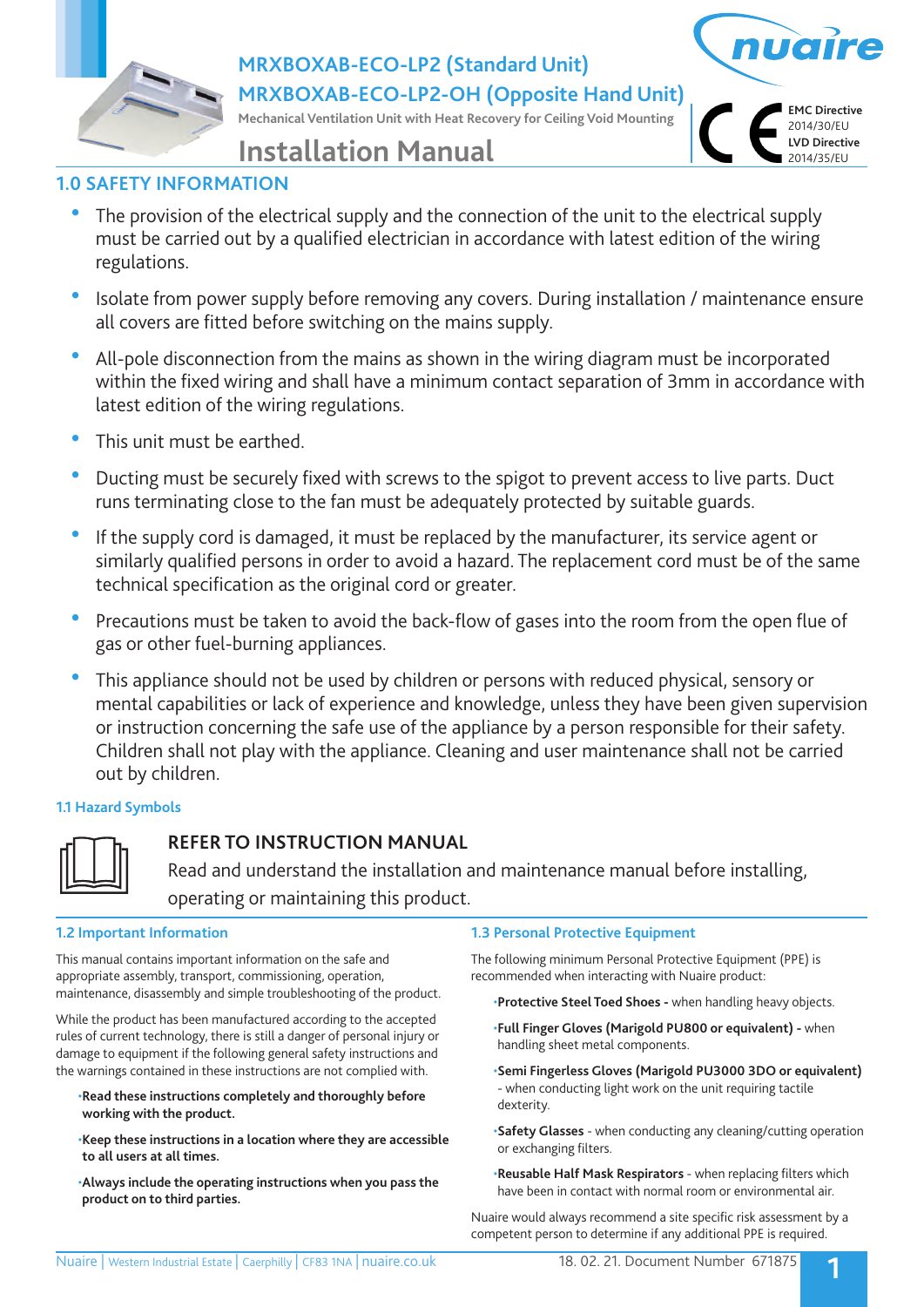# MRXBOXAB-ECO-LP2 (Standard Unit)
# MRXBOXAB-ECO-LP2-OH (Opposite Hand Unit)

Mechanical Ventilation Unit with Heat Recovery for Ceiling Void Mounting

**EMC Directive** 2014/30/EU
**LVD Directive** 2014/35/EU

# Installation Manual

## 1.0 SAFETY INFORMATION

- The provision of the electrical supply and the connection of the unit to the electrical supply must be carried out by a qualified electrician in accordance with latest edition of the wiring regulations.
- Isolate from power supply before removing any covers. During installation / maintenance ensure all covers are fitted before switching on the mains supply.
- All-pole disconnection from the mains as shown in the wiring diagram must be incorporated within the fixed wiring and shall have a minimum contact separation of 3mm in accordance with latest edition of the wiring regulations.
- This unit must be earthed.
- Ducting must be securely fixed with screws to the spigot to prevent access to live parts. Duct runs terminating close to the fan must be adequately protected by suitable guards.
- If the supply cord is damaged, it must be replaced by the manufacturer, its service agent or similarly qualified persons in order to avoid a hazard. The replacement cord must be of the same technical specification as the original cord or greater.
- Precautions must be taken to avoid the back-flow of gases into the room from the open flue of gas or other fuel-burning appliances.
- This appliance should not be used by children or persons with reduced physical, sensory or mental capabilities or lack of experience and knowledge, unless they have been given supervision or instruction concerning the safe use of the appliance by a person responsible for their safety. Children shall not play with the appliance. Cleaning and user maintenance shall not be carried out by children.

### 1.1 Hazard Symbols

**REFER TO INSTRUCTION MANUAL**

Read and understand the installation and maintenance manual before installing, operating or maintaining this product.

### 1.2 Important Information

This manual contains important information on the safe and appropriate assembly, transport, commissioning, operation, maintenance, disassembly and simple troubleshooting of the product.

While the product has been manufactured according to the accepted rules of current technology, there is still a danger of personal injury or damage to equipment if the following general safety instructions and the warnings contained in these instructions are not complied with.

- **Read these instructions completely and thoroughly before working with the product.**
- **Keep these instructions in a location where they are accessible to all users at all times.**
- **Always include the operating instructions when you pass the product on to third parties.**

### 1.3 Personal Protective Equipment

The following minimum Personal Protective Equipment (PPE) is recommended when interacting with Nuaire product:

- **Protective Steel Toed Shoes -** when handling heavy objects.
- **Full Finger Gloves (Marigold PU800 or equivalent) -** when handling sheet metal components.
- **Semi Fingerless Gloves (Marigold PU3000 3DO or equivalent)** - when conducting light work on the unit requiring tactile dexterity.
- **Safety Glasses** - when conducting any cleaning/cutting operation or exchanging filters.
- **Reusable Half Mask Respirators** - when replacing filters which have been in contact with normal room or environmental air.

Nuaire would always recommend a site specific risk assessment by a competent person to determine if any additional PPE is required.

Nuaire | Western Industrial Estate | Caerphilly | CF83 1NA | nuaire.co.uk

18. 02. 21. Document Number 671875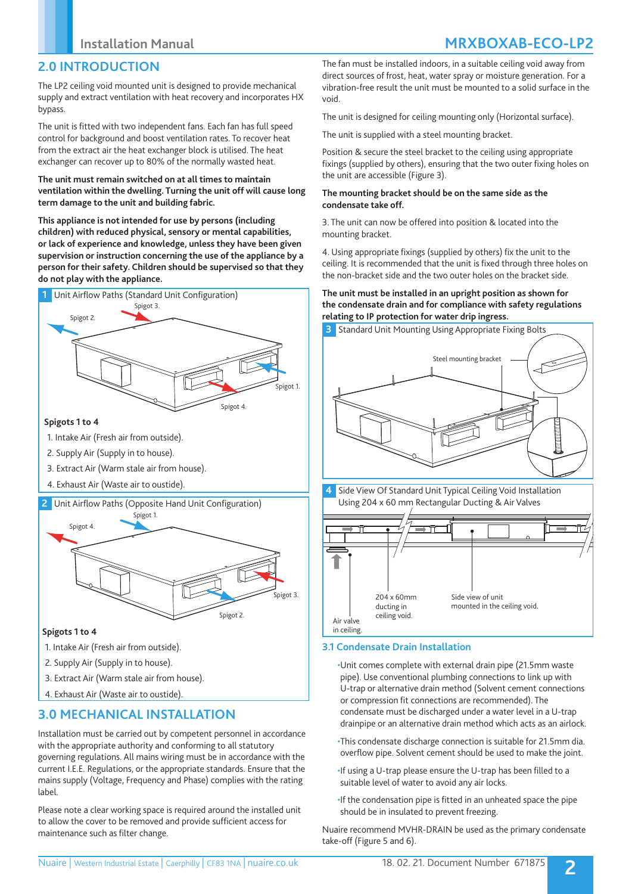## 2.0 INTRODUCTION

The LP2 ceiling void mounted unit is designed to provide mechanical supply and extract ventilation with heat recovery and incorporates HX bypass.

The unit is fitted with two independent fans. Each fan has full speed control for background and boost ventilation rates. To recover heat from the extract air the heat exchanger block is utilised. The heat exchanger can recover up to 80% of the normally wasted heat.

**The unit must remain switched on at all times to maintain ventilation within the dwelling. Turning the unit off will cause long term damage to the unit and building fabric.**

**This appliance is not intended for use by persons (including children) with reduced physical, sensory or mental capabilities, or lack of experience and knowledge, unless they have been given supervision or instruction concerning the use of the appliance by a person for their safety. Children should be supervised so that they do not play with the appliance.**

**1** Unit Airflow Paths (Standard Unit Configuration)

Spigot 3. Spigot 2. Spigot 1. Spigot 4.

**Spigots 1 to 4**

1. Intake Air (Fresh air from outside).
2. Supply Air (Supply in to house).
3. Extract Air (Warm stale air from house).
4. Exhaust Air (Waste air to oustide).

**2** Unit Airflow Paths (Opposite Hand Unit Configuration)

Spigot 1. Spigot 4. Spigot 3. Spigot 2.

**Spigots 1 to 4**

1. Intake Air (Fresh air from outside).
2. Supply Air (Supply in to house).
3. Extract Air (Warm stale air from house).
4. Exhaust Air (Waste air to oustide).

## 3.0 MECHANICAL INSTALLATION

Installation must be carried out by competent personnel in accordance with the appropriate authority and conforming to all statutory governing regulations. All mains wiring must be in accordance with the current I.E.E. Regulations, or the appropriate standards. Ensure that the mains supply (Voltage, Frequency and Phase) complies with the rating label.

Please note a clear working space is required around the installed unit to allow the cover to be removed and provide sufficient access for maintenance such as filter change.

The fan must be installed indoors, in a suitable ceiling void away from direct sources of frost, heat, water spray or moisture generation. For a vibration-free result the unit must be mounted to a solid surface in the void.

The unit is designed for ceiling mounting only (Horizontal surface).

The unit is supplied with a steel mounting bracket.

Position & secure the steel bracket to the ceiling using appropriate fixings (supplied by others), ensuring that the two outer fixing holes on the unit are accessible (Figure 3).

**The mounting bracket should be on the same side as the condensate take off.**

3. The unit can now be offered into position & located into the mounting bracket.

4. Using appropriate fixings (supplied by others) fix the unit to the ceiling. It is recommended that the unit is fixed through three holes on the non-bracket side and the two outer holes on the bracket side.

**The unit must be installed in an upright position as shown for the condensate drain and for compliance with safety regulations relating to IP protection for water drip ingress.**

**3** Standard Unit Mounting Using Appropriate Fixing Bolts

Steel mounting bracket

**4** Side View Of Standard Unit Typical Ceiling Void Installation Using 204 x 60 mm Rectangular Ducting & Air Valves

Air valve in ceiling. 204 x 60mm ducting in ceiling void. Side view of unit mounted in the ceiling void.

### 3.1 Condensate Drain Installation

- Unit comes complete with external drain pipe (21.5mm waste pipe). Use conventional plumbing connections to link up with U-trap or alternative drain method (Solvent cement connections or compression fit connections are recommended). The condensate must be discharged under a water level in a U-trap drainpipe or an alternative drain method which acts as an airlock.
- This condensate discharge connection is suitable for 21.5mm dia. overflow pipe. Solvent cement should be used to make the joint.
- If using a U-trap please ensure the U-trap has been filled to a suitable level of water to avoid any air locks.
- If the condensation pipe is fitted in an unheated space the pipe should be in insulated to prevent freezing.

Nuaire recommend MVHR-DRAIN be used as the primary condensate take-off (Figure 5 and 6).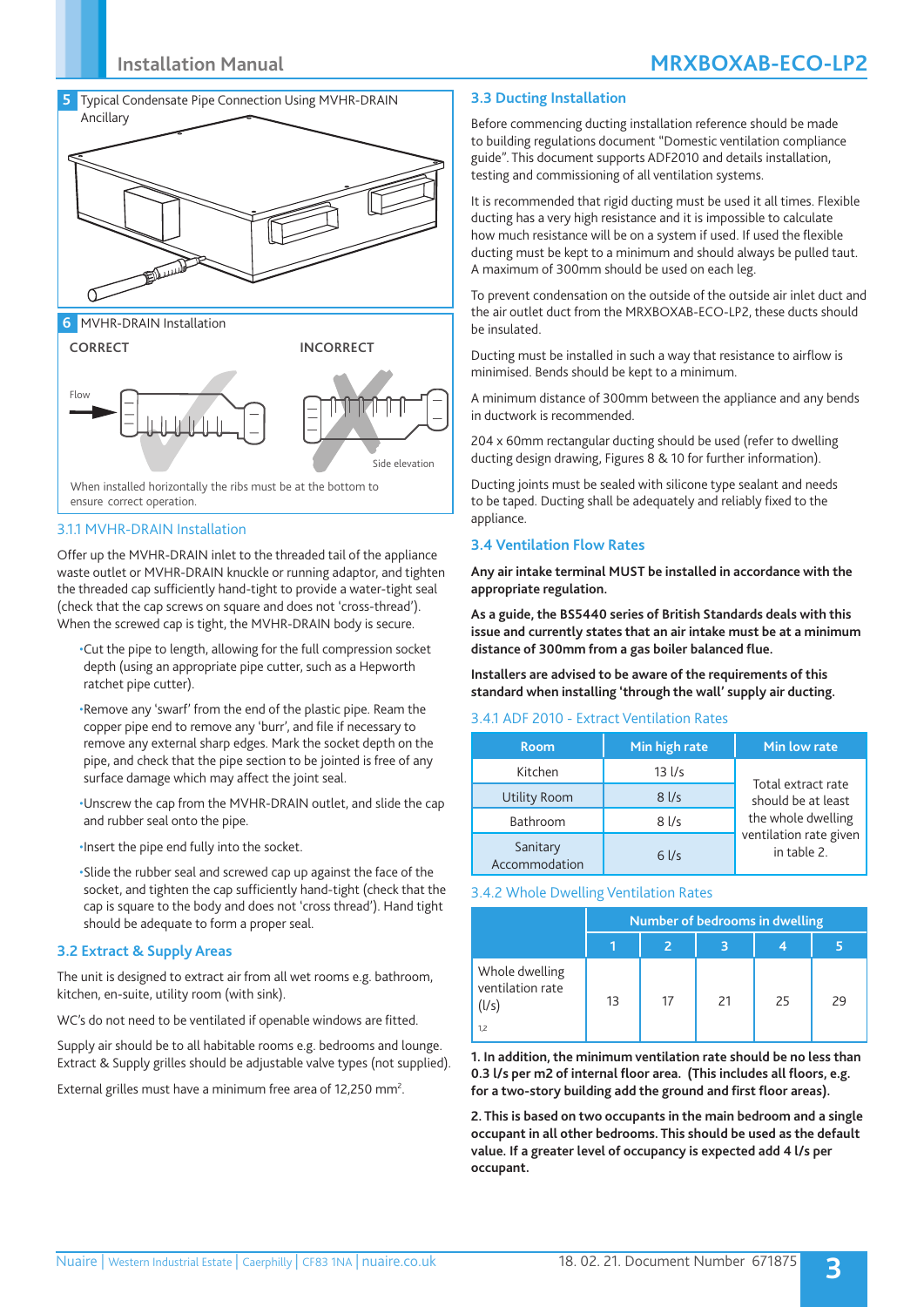**5** Typical Condensate Pipe Connection Using MVHR-DRAIN Ancillary

**6** MVHR-DRAIN Installation

CORRECT

INCORRECT

Flow

Side elevation

When installed horizontally the ribs must be at the bottom to ensure correct operation.

### 3.1.1 MVHR-DRAIN Installation

Offer up the MVHR-DRAIN inlet to the threaded tail of the appliance waste outlet or MVHR-DRAIN knuckle or running adaptor, and tighten the threaded cap sufficiently hand-tight to provide a water-tight seal (check that the cap screws on square and does not 'cross-thread'). When the screwed cap is tight, the MVHR-DRAIN body is secure.

- Cut the pipe to length, allowing for the full compression socket depth (using an appropriate pipe cutter, such as a Hepworth ratchet pipe cutter).
- Remove any 'swarf' from the end of the plastic pipe. Ream the copper pipe end to remove any 'burr', and file if necessary to remove any external sharp edges. Mark the socket depth on the pipe, and check that the pipe section to be jointed is free of any surface damage which may affect the joint seal.
- Unscrew the cap from the MVHR-DRAIN outlet, and slide the cap and rubber seal onto the pipe.
- Insert the pipe end fully into the socket.
- Slide the rubber seal and screwed cap up against the face of the socket, and tighten the cap sufficiently hand-tight (check that the cap is square to the body and does not 'cross thread'). Hand tight should be adequate to form a proper seal.

## 3.2 Extract & Supply Areas

The unit is designed to extract air from all wet rooms e.g. bathroom, kitchen, en-suite, utility room (with sink).

WC's do not need to be ventilated if openable windows are fitted.

Supply air should be to all habitable rooms e.g. bedrooms and lounge. Extract & Supply grilles should be adjustable valve types (not supplied).

External grilles must have a minimum free area of 12,250 mm².

## 3.3 Ducting Installation

Before commencing ducting installation reference should be made to building regulations document "Domestic ventilation compliance guide". This document supports ADF2010 and details installation, testing and commissioning of all ventilation systems.

It is recommended that rigid ducting must be used it all times. Flexible ducting has a very high resistance and it is impossible to calculate how much resistance will be on a system if used. If used the flexible ducting must be kept to a minimum and should always be pulled taut. A maximum of 300mm should be used on each leg.

To prevent condensation on the outside of the outside air inlet duct and the air outlet duct from the MRXBOXAB-ECO-LP2, these ducts should be insulated.

Ducting must be installed in such a way that resistance to airflow is minimised. Bends should be kept to a minimum.

A minimum distance of 300mm between the appliance and any bends in ductwork is recommended.

204 x 60mm rectangular ducting should be used (refer to dwelling ducting design drawing, Figures 8 & 10 for further information).

Ducting joints must be sealed with silicone type sealant and needs to be taped. Ducting shall be adequately and reliably fixed to the appliance.

## 3.4 Ventilation Flow Rates

**Any air intake terminal MUST be installed in accordance with the appropriate regulation.**

**As a guide, the BS5440 series of British Standards deals with this issue and currently states that an air intake must be at a minimum distance of 300mm from a gas boiler balanced flue.**

**Installers are advised to be aware of the requirements of this standard when installing 'through the wall' supply air ducting.**

### 3.4.1 ADF 2010 - Extract Ventilation Rates

| Room | Min high rate | Min low rate |
|---|---|---|
| Kitchen | 13 l/s | Total extract rate should be at least the whole dwelling ventilation rate given in table 2. |
| Utility Room | 8 l/s | |
| Bathroom | 8 l/s | |
| Sanitary Accommodation | 6 l/s | |

### 3.4.2 Whole Dwelling Ventilation Rates

| | Number of bedrooms in dwelling | | | | |
|---|---|---|---|---|---|
| | 1 | 2 | 3 | 4 | 5 |
| Whole dwelling ventilation rate (l/s) 1,2 | 13 | 17 | 21 | 25 | 29 |

**1. In addition, the minimum ventilation rate should be no less than 0.3 l/s per m2 of internal floor area. (This includes all floors, e.g. for a two-story building add the ground and first floor areas).**

**2. This is based on two occupants in the main bedroom and a single occupant in all other bedrooms. This should be used as the default value. If a greater level of occupancy is expected add 4 l/s per occupant.**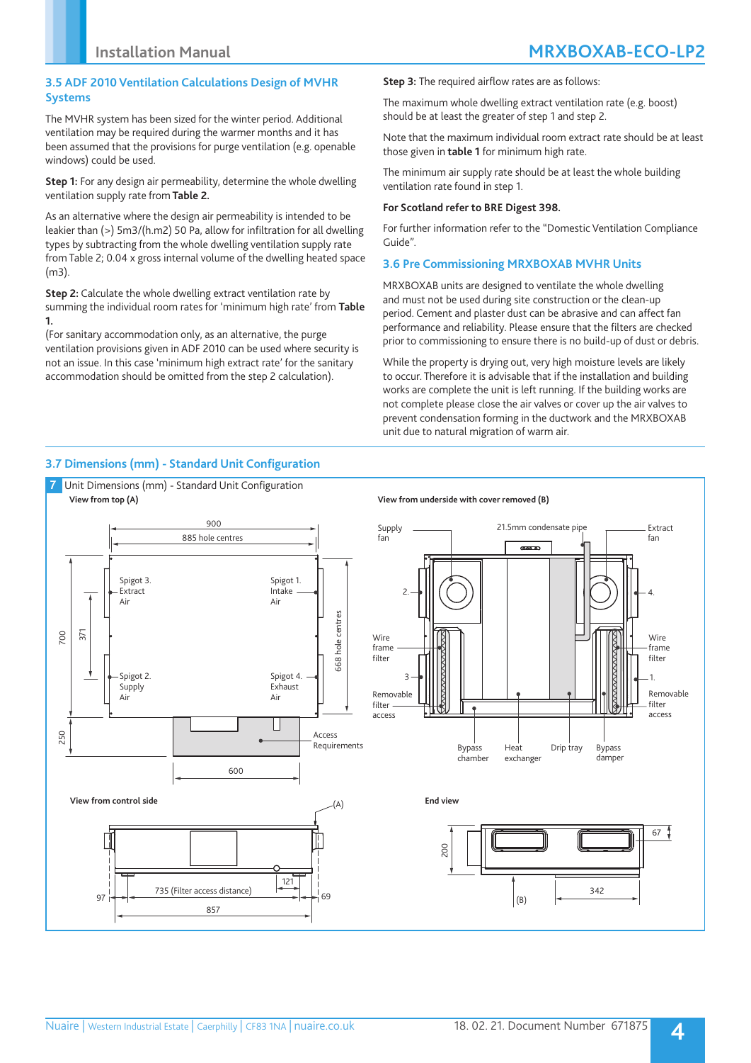### 3.5 ADF 2010 Ventilation Calculations Design of MVHR Systems

The MVHR system has been sized for the winter period. Additional ventilation may be required during the warmer months and it has been assumed that the provisions for purge ventilation (e.g. openable windows) could be used.

**Step 1:** For any design air permeability, determine the whole dwelling ventilation supply rate from **Table 2.**

As an alternative where the design air permeability is intended to be leakier than (>) 5m3/(h.m2) 50 Pa, allow for infiltration for all dwelling types by subtracting from the whole dwelling ventilation supply rate from Table 2; 0.04 x gross internal volume of the dwelling heated space (m3).

**Step 2:** Calculate the whole dwelling extract ventilation rate by summing the individual room rates for 'minimum high rate' from **Table 1.**
(For sanitary accommodation only, as an alternative, the purge ventilation provisions given in ADF 2010 can be used where security is not an issue. In this case 'minimum high extract rate' for the sanitary accommodation should be omitted from the step 2 calculation).

**Step 3:** The required airflow rates are as follows:

The maximum whole dwelling extract ventilation rate (e.g. boost) should be at least the greater of step 1 and step 2.

Note that the maximum individual room extract rate should be at least those given in **table 1** for minimum high rate.

The minimum air supply rate should be at least the whole building ventilation rate found in step 1.

**For Scotland refer to BRE Digest 398.**

For further information refer to the "Domestic Ventilation Compliance Guide".

### 3.6 Pre Commissioning MRXBOXAB MVHR Units

MRXBOXAB units are designed to ventilate the whole dwelling and must not be used during site construction or the clean-up period. Cement and plaster dust can be abrasive and can affect fan performance and reliability. Please ensure that the filters are checked prior to commissioning to ensure there is no build-up of dust or debris.

While the property is drying out, very high moisture levels are likely to occur. Therefore it is advisable that if the installation and building works are complete the unit is left running. If the building works are not complete please close the air valves or cover up the air valves to prevent condensation forming in the ductwork and the MRXBOXAB unit due to natural migration of warm air.

### 3.7 Dimensions (mm) - Standard Unit Configuration

7 Unit Dimensions (mm) - Standard Unit Configuration

View from top (A)

900 · 885 hole centres · 700 · 371 · 668 hole centres · 250 · 600
Spigot 3. Extract Air · Spigot 1. Intake Air · Spigot 2. Supply Air · Spigot 4. Exhaust Air · Access Requirements

View from underside with cover removed (B)

Supply fan · 21.5mm condensate pipe · Extract fan · 2. · 4. · Wire frame filter · 3 · 1. · Removable filter access · Bypass chamber · Heat exchanger · Drip tray · Bypass damper

View from control side

(A) · 97 · 735 (Filter access distance) · 121 · 69 · 857

End view

200 · 67 · 342 · (B)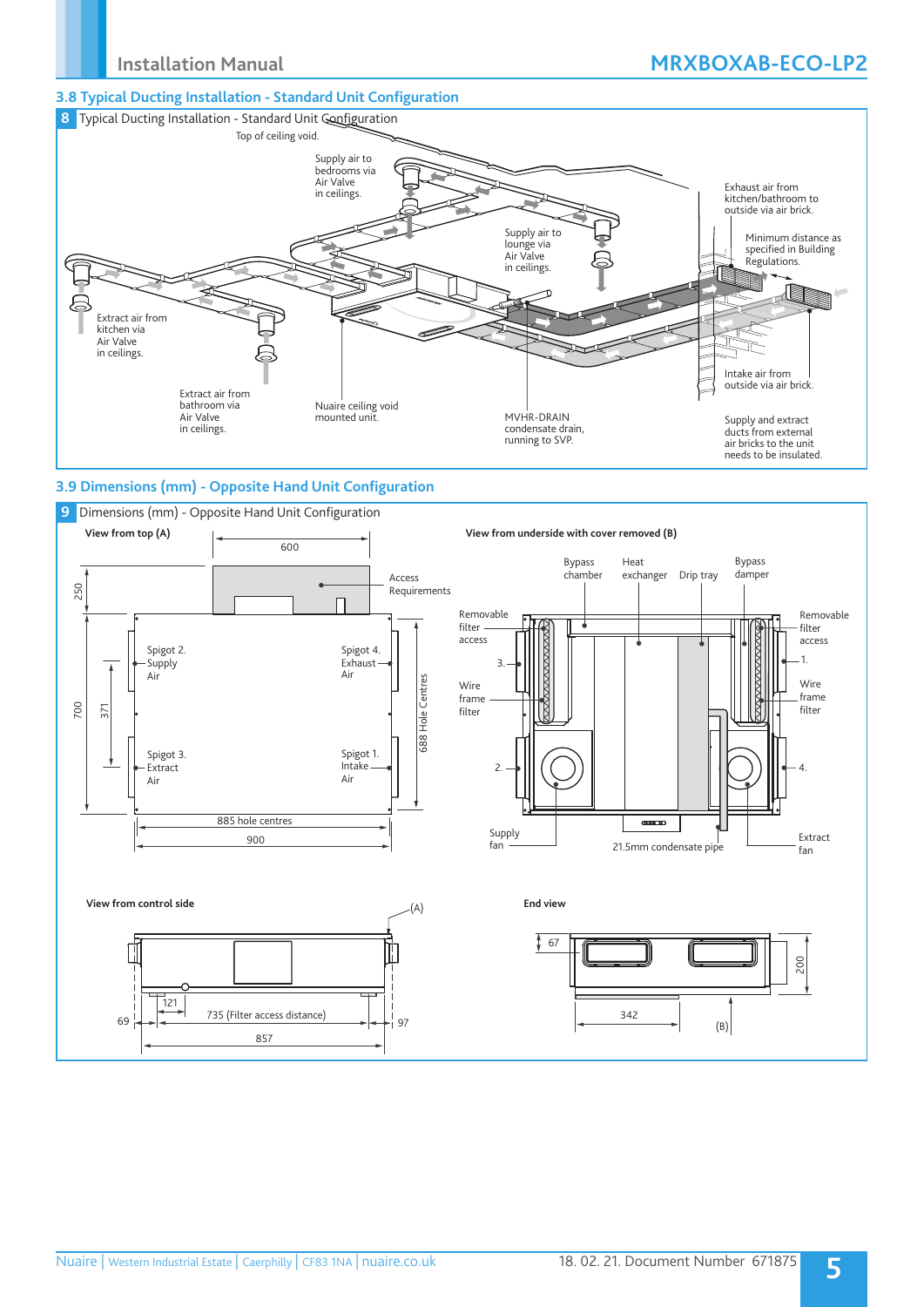## 3.8 Typical Ducting Installation - Standard Unit Configuration

**8** Typical Ducting Installation - Standard Unit Configuration

Top of ceiling void.

Supply air to bedrooms via Air Valve in ceilings.

Exhaust air from kitchen/bathroom to outside via air brick.

Minimum distance as specified in Building Regulations.

Supply air to lounge via Air Valve in ceilings.

Extract air from kitchen via Air Valve in ceilings.

Intake air from outside via air brick.

Extract air from bathroom via Air Valve in ceilings.

Nuaire ceiling void mounted unit.

MVHR-DRAIN condensate drain, running to SVP.

Supply and extract ducts from external air bricks to the unit needs to be insulated.

## 3.9 Dimensions (mm) - Opposite Hand Unit Configuration

**9** Dimensions (mm) - Opposite Hand Unit Configuration

**View from top (A)**

600

250

Access Requirements

700

371

Spigot 2. Supply Air

Spigot 4. Exhaust Air

Spigot 3. Extract Air

Spigot 1. Intake Air

688 Hole Centres

885 hole centres

900

**View from underside with cover removed (B)**

Bypass chamber

Heat exchanger

Drip tray

Bypass damper

Removable filter access

Removable filter access

3.

1.

Wire frame filter

Wire frame filter

2.

4.

Supply fan

21.5mm condensate pipe

Extract fan

**View from control side**

(A)

121

69

735 (Filter access distance)

97

857

**End view**

67

200

342

(B)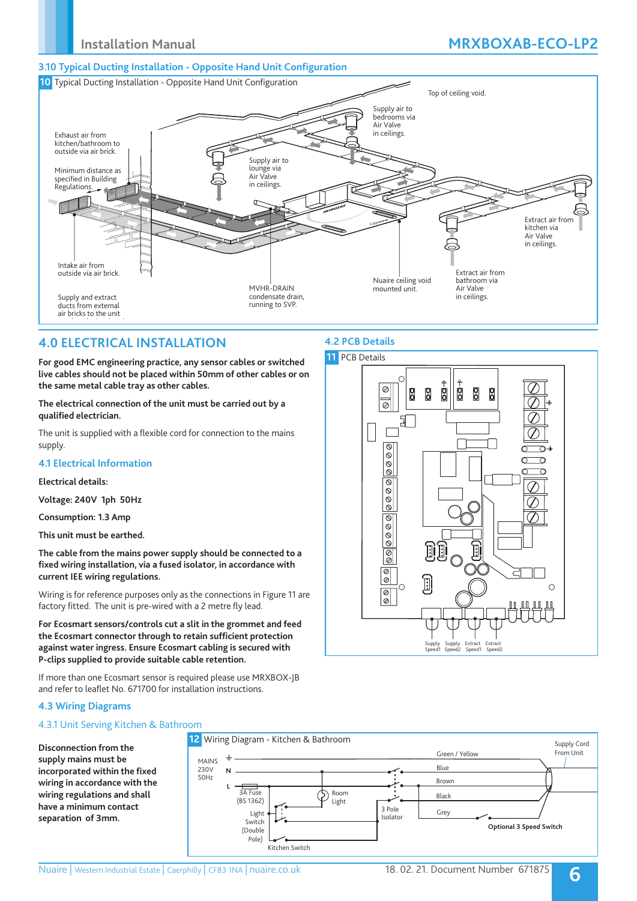### 3.10 Typical Ducting Installation - Opposite Hand Unit Configuration

**10** Typical Ducting Installation - Opposite Hand Unit Configuration

Top of ceiling void.

Supply air to bedrooms via Air Valve in ceilings.

Exhaust air from kitchen/bathroom to outside via air brick.

Minimum distance as specified in Building Regulations.

Supply air to lounge via Air Valve in ceilings.

Extract air from kitchen via Air Valve in ceilings.

Intake air from outside via air brick.

Supply and extract ducts from external air bricks to the unit

MVHR-DRAIN condensate drain, running to SVP.

Nuaire ceiling void mounted unit.

Extract air from bathroom via Air Valve in ceilings.

## 4.0 ELECTRICAL INSTALLATION

**For good EMC engineering practice, any sensor cables or switched live cables should not be placed within 50mm of other cables or on the same metal cable tray as other cables.**

**The electrical connection of the unit must be carried out by a qualified electrician.**

The unit is supplied with a flexible cord for connection to the mains supply.

### 4.1 Electrical Information

**Electrical details:**

**Voltage: 240V 1ph 50Hz**

**Consumption: 1.3 Amp**

**This unit must be earthed.**

**The cable from the mains power supply should be connected to a fixed wiring installation, via a fused isolator, in accordance with current IEE wiring regulations.**

Wiring is for reference purposes only as the connections in Figure 11 are factory fitted. The unit is pre-wired with a 2 metre fly lead.

**For Ecosmart sensors/controls cut a slit in the grommet and feed the Ecosmart connector through to retain sufficient protection against water ingress. Ensure Ecosmart cabling is secured with P-clips supplied to provide suitable cable retention.**

If more than one Ecosmart sensor is required please use MRXBOX-JB and refer to leaflet No. 671700 for installation instructions.

### 4.2 PCB Details

**11** PCB Details

Supply Speed1 | Supply Speed2 | Extract Speed1 | Extract Speed2

### 4.3 Wiring Diagrams

#### 4.3.1 Unit Serving Kitchen & Bathroom

**Disconnection from the supply mains must be incorporated within the fixed wiring in accordance with the wiring regulations and shall have a minimum contact separation of 3mm.**

**12** Wiring Diagram - Kitchen & Bathroom

MAINS 230V 50Hz — N — L — 3A Fuse (BS 1362) — Light Switch (Double Pole) — Room Light — Kitchen Switch — 3 Pole Isolator — Green / Yellow — Blue — Brown — Black — Grey — **Optional 3 Speed Switch** — Supply Cord From Unit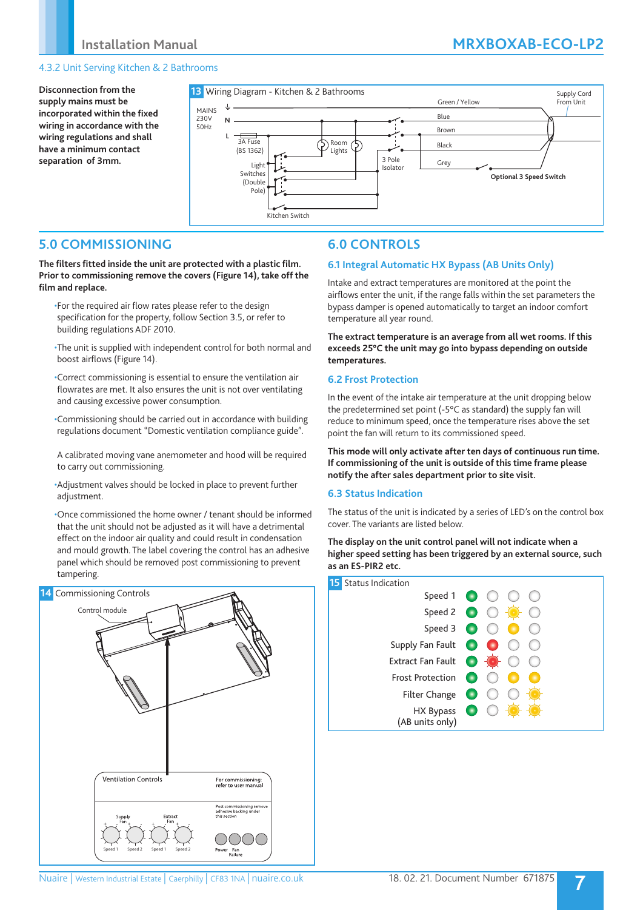### 4.3.2 Unit Serving Kitchen & 2 Bathrooms

**Disconnection from the supply mains must be incorporated within the fixed wiring in accordance with the wiring regulations and shall have a minimum contact separation of 3mm.**

**13** Wiring Diagram - Kitchen & 2 Bathrooms

MAINS 230V 50Hz, N, L, 3A Fuse (BS 1362), Light Switches (Double Pole), Kitchen Switch, Room Lights, 3 Pole Isolator, Green / Yellow, Blue, Brown, Black, Grey, Optional 3 Speed Switch, Supply Cord From Unit

## 5.0 COMMISSIONING

**The filters fitted inside the unit are protected with a plastic film. Prior to commissioning remove the covers (Figure 14), take off the film and replace.**

- For the required air flow rates please refer to the design specification for the property, follow Section 3.5, or refer to building regulations ADF 2010.
- The unit is supplied with independent control for both normal and boost airflows (Figure 14).
- Correct commissioning is essential to ensure the ventilation air flowrates are met. It also ensures the unit is not over ventilating and causing excessive power consumption.
- Commissioning should be carried out in accordance with building regulations document "Domestic ventilation compliance guide".

  A calibrated moving vane anemometer and hood will be required to carry out commissioning.
- Adjustment valves should be locked in place to prevent further adjustment.
- Once commissioned the home owner / tenant should be informed that the unit should not be adjusted as it will have a detrimental effect on the indoor air quality and could result in condensation and mould growth. The label covering the control has an adhesive panel which should be removed post commissioning to prevent tampering.

**14** Commissioning Controls

Control module

Ventilation Controls — For commissioning: refer to user manual

Post commissioning remove adhesive backing under this section

Supply Fan: Speed 1, Speed 2 — Extract Fan: Speed 1, Speed 2 — Power, Fan Failure

## 6.0 CONTROLS

### 6.1 Integral Automatic HX Bypass (AB Units Only)

Intake and extract temperatures are monitored at the point the airflows enter the unit, if the range falls within the set parameters the bypass damper is opened automatically to target an indoor comfort temperature all year round.

**The extract temperature is an average from all wet rooms. If this exceeds 25°C the unit may go into bypass depending on outside temperatures.**

### 6.2 Frost Protection

In the event of the intake air temperature at the unit dropping below the predetermined set point (-5°C as standard) the supply fan will reduce to minimum speed, once the temperature rises above the set point the fan will return to its commissioned speed.

**This mode will only activate after ten days of continuous run time. If commissioning of the unit is outside of this time frame please notify the after sales department prior to site visit.**

### 6.3 Status Indication

The status of the unit is indicated by a series of LED's on the control box cover. The variants are listed below.

**The display on the unit control panel will not indicate when a higher speed setting has been triggered by an external source, such as an ES-PIR2 etc.**

**15** Status Indication

| Status | LED 1 | LED 2 | LED 3 | LED 4 |
|---|---|---|---|---|
| Speed 1 | Green | Off | Off | Off |
| Speed 2 | Green | Off | Yellow (flashing) | Off |
| Speed 3 | Green | Off | Yellow | Off |
| Supply Fan Fault | Green | Red | Off | Off |
| Extract Fan Fault | Green | Red (flashing) | Off | Off |
| Frost Protection | Green | Off | Yellow | Yellow |
| Filter Change | Green | Off | Off | Yellow (flashing) |
| HX Bypass (AB units only) | Green | Off | Yellow (flashing) | Yellow (flashing) |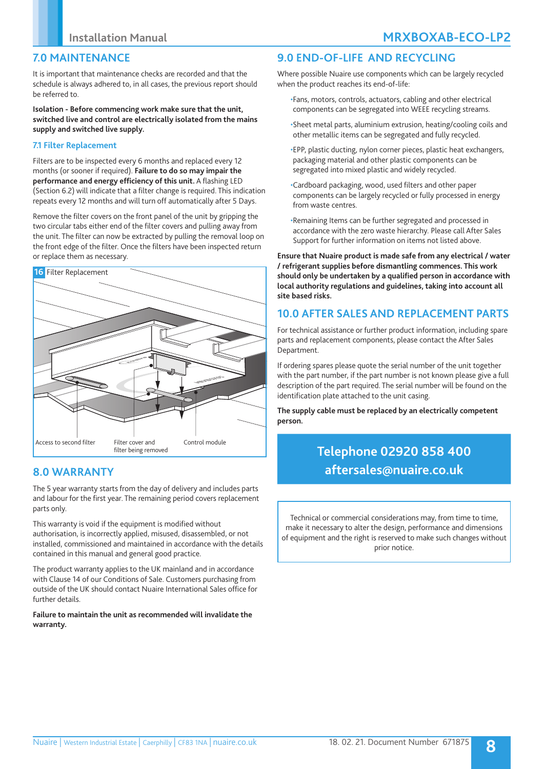## 7.0 MAINTENANCE

It is important that maintenance checks are recorded and that the schedule is always adhered to, in all cases, the previous report should be referred to.

**Isolation - Before commencing work make sure that the unit, switched live and control are electrically isolated from the mains supply and switched live supply.**

### 7.1 Filter Replacement

Filters are to be inspected every 6 months and replaced every 12 months (or sooner if required). **Failure to do so may impair the performance and energy efficiency of this unit.** A flashing LED (Section 6.2) will indicate that a filter change is required. This indication repeats every 12 months and will turn off automatically after 5 Days.

Remove the filter covers on the front panel of the unit by gripping the two circular tabs either end of the filter covers and pulling away from the unit. The filter can now be extracted by pulling the removal loop on the front edge of the filter. Once the filters have been inspected return or replace them as necessary.

**16** Filter Replacement

Access to second filter

Filter cover and filter being removed

Control module

## 8.0 WARRANTY

The 5 year warranty starts from the day of delivery and includes parts and labour for the first year. The remaining period covers replacement parts only.

This warranty is void if the equipment is modified without authorisation, is incorrectly applied, misused, disassembled, or not installed, commissioned and maintained in accordance with the details contained in this manual and general good practice.

The product warranty applies to the UK mainland and in accordance with Clause 14 of our Conditions of Sale. Customers purchasing from outside of the UK should contact Nuaire International Sales office for further details.

**Failure to maintain the unit as recommended will invalidate the warranty.**

## 9.0 END-OF-LIFE AND RECYCLING

Where possible Nuaire use components which can be largely recycled when the product reaches its end-of-life:

- Fans, motors, controls, actuators, cabling and other electrical components can be segregated into WEEE recycling streams.
- Sheet metal parts, aluminium extrusion, heating/cooling coils and other metallic items can be segregated and fully recycled.
- EPP, plastic ducting, nylon corner pieces, plastic heat exchangers, packaging material and other plastic components can be segregated into mixed plastic and widely recycled.
- Cardboard packaging, wood, used filters and other paper components can be largely recycled or fully processed in energy from waste centres.
- Remaining Items can be further segregated and processed in accordance with the zero waste hierarchy. Please call After Sales Support for further information on items not listed above.

**Ensure that Nuaire product is made safe from any electrical / water / refrigerant supplies before dismantling commences. This work should only be undertaken by a qualified person in accordance with local authority regulations and guidelines, taking into account all site based risks.**

## 10.0 AFTER SALES AND REPLACEMENT PARTS

For technical assistance or further product information, including spare parts and replacement components, please contact the After Sales Department.

If ordering spares please quote the serial number of the unit together with the part number, if the part number is not known please give a full description of the part required. The serial number will be found on the identification plate attached to the unit casing.

**The supply cable must be replaced by an electrically competent person.**

**Telephone 02920 858 400**
**aftersales@nuaire.co.uk**

Technical or commercial considerations may, from time to time, make it necessary to alter the design, performance and dimensions of equipment and the right is reserved to make such changes without prior notice.